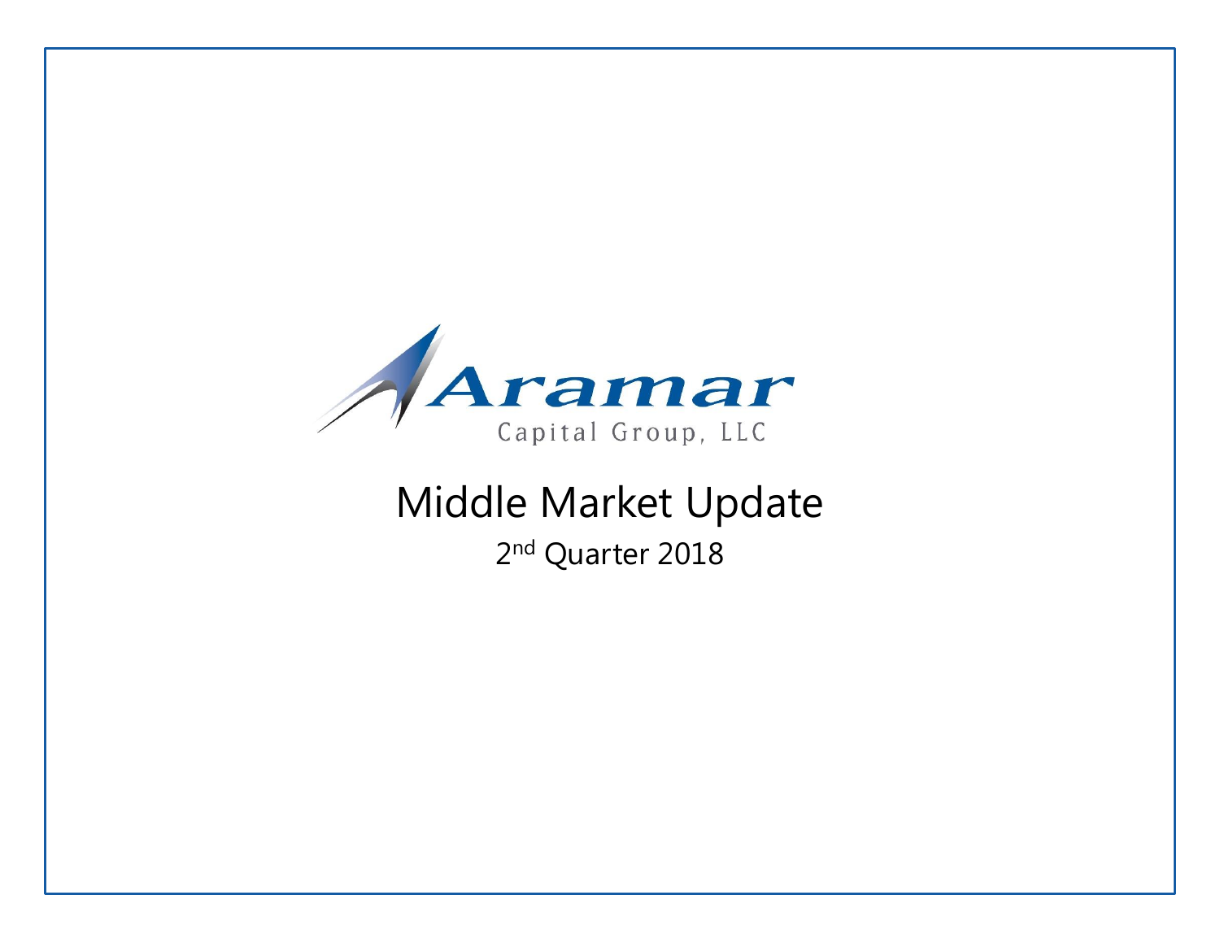Aramar

Capital Group, LLC

# Middle Market Update

2nd Quarter 2018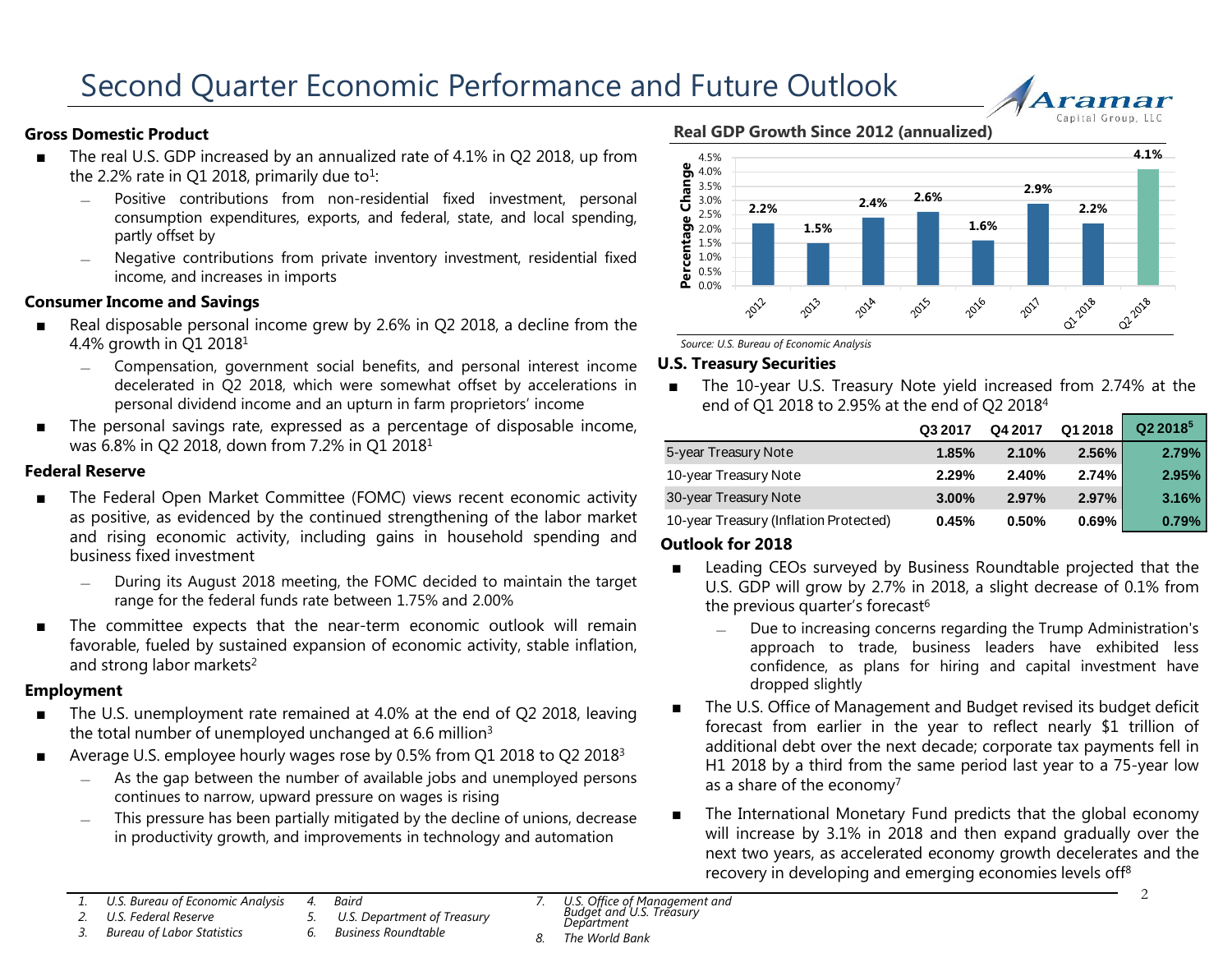# Second Quarter Economic Performance and Future Outlook

### Gross Domestic Product

- The real U.S. GDP increased by an annualized rate of 4.1% in Q2 2018, up from the 2.2% rate in Q1 2018, primarily due to[1]:
  - Positive contributions from non-residential fixed investment, personal consumption expenditures, exports, and federal, state, and local spending, partly offset by
  - Negative contributions from private inventory investment, residential fixed income, and increases in imports

### Consumer Income and Savings

- Real disposable personal income grew by 2.6% in Q2 2018, a decline from the 4.4% growth in Q1 2018[1]
  - Compensation, government social benefits, and personal interest income decelerated in Q2 2018, which were somewhat offset by accelerations in personal dividend income and an upturn in farm proprietors' income
- The personal savings rate, expressed as a percentage of disposable income, was 6.8% in Q2 2018, down from 7.2% in Q1 2018[1]

### Federal Reserve

- The Federal Open Market Committee (FOMC) views recent economic activity as positive, as evidenced by the continued strengthening of the labor market and rising economic activity, including gains in household spending and business fixed investment
  - During its August 2018 meeting, the FOMC decided to maintain the target range for the federal funds rate between 1.75% and 2.00%
- The committee expects that the near-term economic outlook will remain favorable, fueled by sustained expansion of economic activity, stable inflation, and strong labor markets[2]

### Employment

- The U.S. unemployment rate remained at 4.0% at the end of Q2 2018, leaving the total number of unemployed unchanged at 6.6 million[3]
- Average U.S. employee hourly wages rose by 0.5% from Q1 2018 to Q2 2018[3]
  - As the gap between the number of available jobs and unemployed persons continues to narrow, upward pressure on wages is rising
  - This pressure has been partially mitigated by the decline of unions, decrease in productivity growth, and improvements in technology and automation

### Real GDP Growth Since 2012 (annualized)

| Period | Percentage Change |
|---|---|
| 2012 | 2.2% |
| 2013 | 1.5% |
| 2014 | 2.4% |
| 2015 | 2.6% |
| 2016 | 1.6% |
| 2017 | 2.9% |
| Q1 2018 | 2.2% |
| Q2 2018 | 4.1% |

*Source: U.S. Bureau of Economic Analysis*

### U.S. Treasury Securities

- The 10-year U.S. Treasury Note yield increased from 2.74% at the end of Q1 2018 to 2.95% at the end of Q2 2018[4]

| | Q3 2017 | Q4 2017 | Q1 2018 | Q2 2018[5] |
|---|---|---|---|---|
| 5-year Treasury Note | 1.85% | 2.10% | 2.56% | 2.79% |
| 10-year Treasury Note | 2.29% | 2.40% | 2.74% | 2.95% |
| 30-year Treasury Note | 3.00% | 2.97% | 2.97% | 3.16% |
| 10-year Treasury (Inflation Protected) | 0.45% | 0.50% | 0.69% | 0.79% |

### Outlook for 2018

- Leading CEOs surveyed by Business Roundtable projected that the U.S. GDP will grow by 2.7% in 2018, a slight decrease of 0.1% from the previous quarter's forecast[6]
  - Due to increasing concerns regarding the Trump Administration's approach to trade, business leaders have exhibited less confidence, as plans for hiring and capital investment have dropped slightly
- The U.S. Office of Management and Budget revised its budget deficit forecast from earlier in the year to reflect nearly $1 trillion of additional debt over the next decade; corporate tax payments fell in H1 2018 by a third from the same period last year to a 75-year low as a share of the economy[7]
- The International Monetary Fund predicts that the global economy will increase by 3.1% in 2018 and then expand gradually over the next two years, as accelerated economy growth decelerates and the recovery in developing and emerging economies levels off[8]

---

1. *U.S. Bureau of Economic Analysis*
2. *U.S. Federal Reserve*
3. *Bureau of Labor Statistics*
4. *Baird*
5. *U.S. Department of Treasury*
6. *Business Roundtable*
7. *U.S. Office of Management and Budget and U.S. Treasury Department*
8. *The World Bank*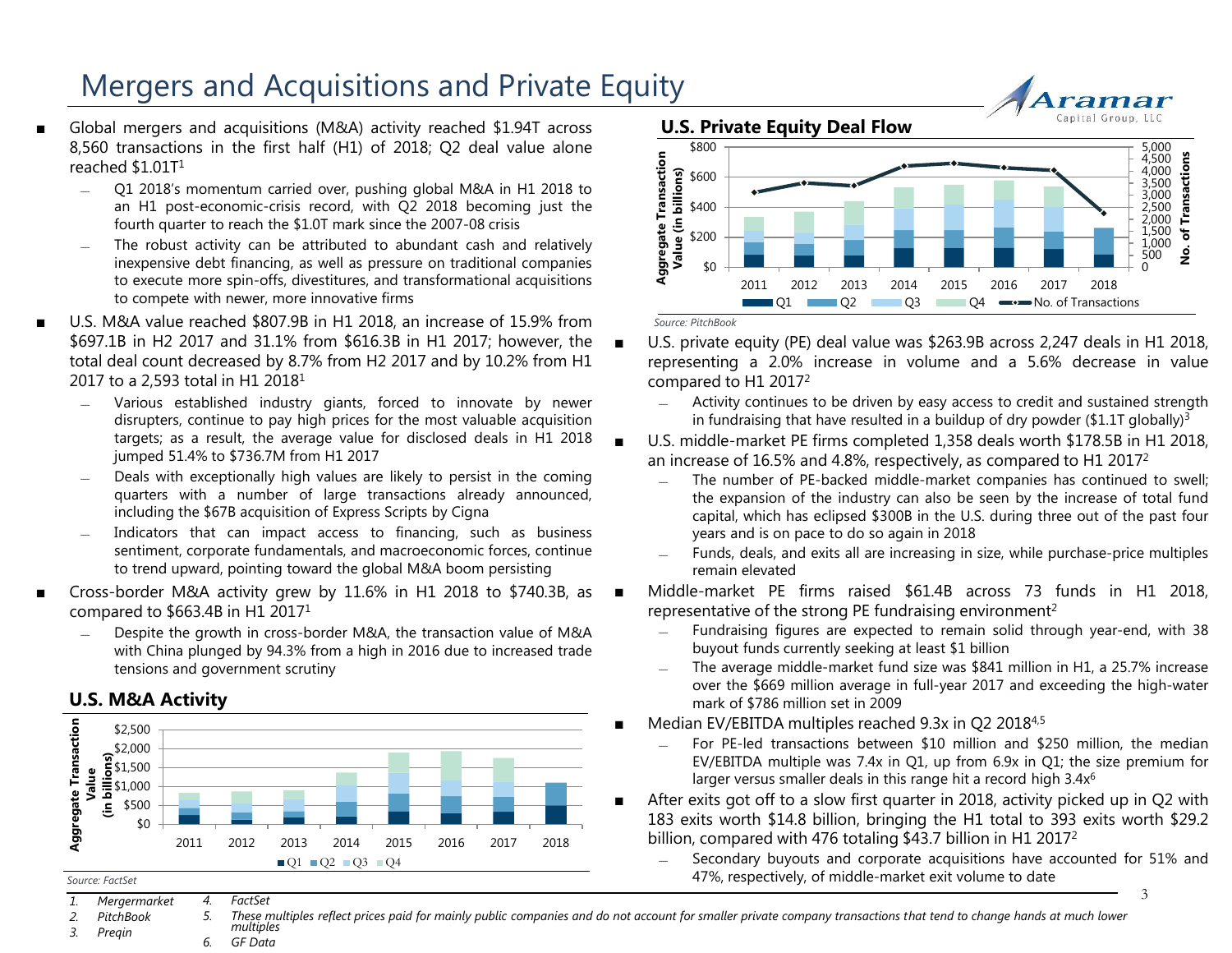# Mergers and Acquisitions and Private Equity

- Global mergers and acquisitions (M&A) activity reached $1.94T across 8,560 transactions in the first half (H1) of 2018; Q2 deal value alone reached $1.01T[1]
  - Q1 2018's momentum carried over, pushing global M&A in H1 2018 to an H1 post-economic-crisis record, with Q2 2018 becoming just the fourth quarter to reach the $1.0T mark since the 2007-08 crisis
  - The robust activity can be attributed to abundant cash and relatively inexpensive debt financing, as well as pressure on traditional companies to execute more spin-offs, divestitures, and transformational acquisitions to compete with newer, more innovative firms
- U.S. M&A value reached $807.9B in H1 2018, an increase of 15.9% from $697.1B in H2 2017 and 31.1% from $616.3B in H1 2017; however, the total deal count decreased by 8.7% from H2 2017 and by 10.2% from H1 2017 to a 2,593 total in H1 2018[1]
  - Various established industry giants, forced to innovate by newer disrupters, continue to pay high prices for the most valuable acquisition targets; as a result, the average value for disclosed deals in H1 2018 jumped 51.4% to $736.7M from H1 2017
  - Deals with exceptionally high values are likely to persist in the coming quarters with a number of large transactions already announced, including the $67B acquisition of Express Scripts by Cigna
  - Indicators that can impact access to financing, such as business sentiment, corporate fundamentals, and macroeconomic forces, continue to trend upward, pointing toward the global M&A boom persisting
- Cross-border M&A activity grew by 11.6% in H1 2018 to $740.3B, as compared to $663.4B in H1 2017[1]
  - Despite the growth in cross-border M&A, the transaction value of M&A with China plunged by 94.3% from a high in 2016 due to increased trade tensions and government scrutiny

## U.S. M&A Activity

*Source: FactSet*

## U.S. Private Equity Deal Flow

*Source: PitchBook*

- U.S. private equity (PE) deal value was $263.9B across 2,247 deals in H1 2018, representing a 2.0% increase in volume and a 5.6% decrease in value compared to H1 2017[2]
  - Activity continues to be driven by easy access to credit and sustained strength in fundraising that have resulted in a buildup of dry powder ($1.1T globally)[3]
- U.S. middle-market PE firms completed 1,358 deals worth $178.5B in H1 2018, an increase of 16.5% and 4.8%, respectively, as compared to H1 2017[2]
  - The number of PE-backed middle-market companies has continued to swell; the expansion of the industry can also be seen by the increase of total fund capital, which has eclipsed $300B in the U.S. during three out of the past four years and is on pace to do so again in 2018
  - Funds, deals, and exits all are increasing in size, while purchase-price multiples remain elevated
- Middle-market PE firms raised $61.4B across 73 funds in H1 2018, representative of the strong PE fundraising environment[2]
  - Fundraising figures are expected to remain solid through year-end, with 38 buyout funds currently seeking at least $1 billion
  - The average middle-market fund size was $841 million in H1, a 25.7% increase over the $669 million average in full-year 2017 and exceeding the high-water mark of $786 million set in 2009
- Median EV/EBITDA multiples reached 9.3x in Q2 2018[4,5]
  - For PE-led transactions between $10 million and $250 million, the median EV/EBITDA multiple was 7.4x in Q1, up from 6.9x in Q1; the size premium for larger versus smaller deals in this range hit a record high 3.4x[6]
- After exits got off to a slow first quarter in 2018, activity picked up in Q2 with 183 exits worth $14.8 billion, bringing the H1 total to 393 exits worth $29.2 billion, compared with 476 totaling $43.7 billion in H1 2017[2]
  - Secondary buyouts and corporate acquisitions have accounted for 51% and 47%, respectively, of middle-market exit volume to date

---

1. *Mergermarket*
2. *PitchBook*
3. *Preqin*
4. *FactSet*
5. *These multiples reflect prices paid for mainly public companies and do not account for smaller private company transactions that tend to change hands at much lower multiples*
6. *GF Data*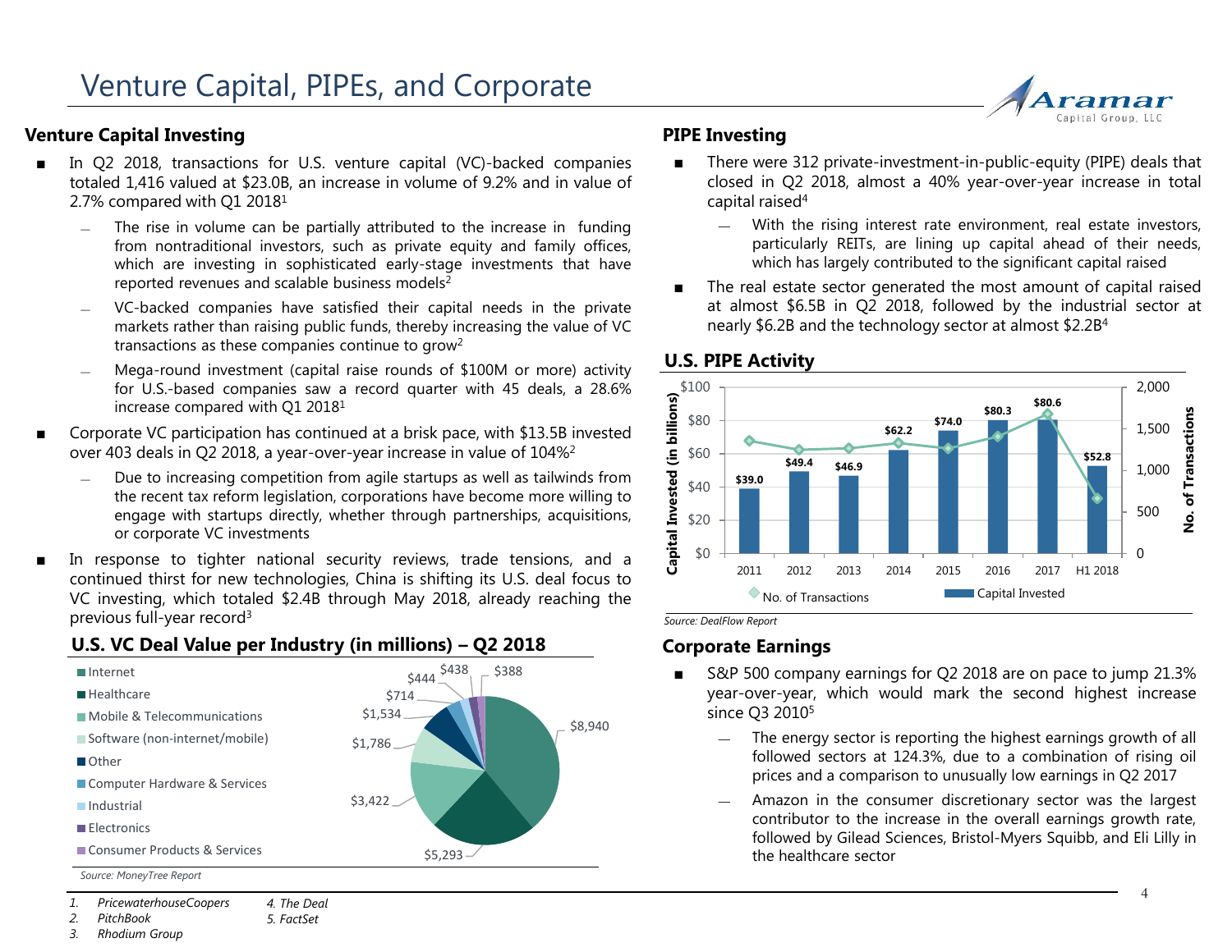# Venture Capital, PIPEs, and Corporate

## Venture Capital Investing

- In Q2 2018, transactions for U.S. venture capital (VC)-backed companies totaled 1,416 valued at $23.0B, an increase in volume of 9.2% and in value of 2.7% compared with Q1 2018[1]
  - The rise in volume can be partially attributed to the increase in funding from nontraditional investors, such as private equity and family offices, which are investing in sophisticated early-stage investments that have reported revenues and scalable business models[2]
  - VC-backed companies have satisfied their capital needs in the private markets rather than raising public funds, thereby increasing the value of VC transactions as these companies continue to grow[2]
  - Mega-round investment (capital raise rounds of $100M or more) activity for U.S.-based companies saw a record quarter with 45 deals, a 28.6% increase compared with Q1 2018[1]
- Corporate VC participation has continued at a brisk pace, with $13.5B invested over 403 deals in Q2 2018, a year-over-year increase in value of 104%[2]
  - Due to increasing competition from agile startups as well as tailwinds from the recent tax reform legislation, corporations have become more willing to engage with startups directly, whether through partnerships, acquisitions, or corporate VC investments
- In response to tighter national security reviews, trade tensions, and a continued thirst for new technologies, China is shifting its U.S. deal focus to VC investing, which totaled $2.4B through May 2018, already reaching the previous full-year record[3]

### U.S. VC Deal Value per Industry (in millions) – Q2 2018

| Industry | Value |
|---|---|
| Internet | $8,940 |
| Healthcare | $5,293 |
| Mobile & Telecommunications | $3,422 |
| Software (non-internet/mobile) | $1,786 |
| Other | $1,534 |
| Computer Hardware & Services | $714 |
| Industrial | $444 |
| Electronics | $438 |
| Consumer Products & Services | $388 |

*Source: MoneyTree Report*

## PIPE Investing

- There were 312 private-investment-in-public-equity (PIPE) deals that closed in Q2 2018, almost a 40% year-over-year increase in total capital raised[4]
  - With the rising interest rate environment, real estate investors, particularly REITs, are lining up capital ahead of their needs, which has largely contributed to the significant capital raised
- The real estate sector generated the most amount of capital raised at almost $6.5B in Q2 2018, followed by the industrial sector at nearly $6.2B and the technology sector at almost $2.2B[4]

### U.S. PIPE Activity

| Year | Capital Invested (in billions) |
|---|---|
| 2011 | $39.0 |
| 2012 | $49.4 |
| 2013 | $46.9 |
| 2014 | $62.2 |
| 2015 | $74.0 |
| 2016 | $80.3 |
| 2017 | $80.6 |
| H1 2018 | $52.8 |

*Source: DealFlow Report*

## Corporate Earnings

- S&P 500 company earnings for Q2 2018 are on pace to jump 21.3% year-over-year, which would mark the second highest increase since Q3 2010[5]
  - The energy sector is reporting the highest earnings growth of all followed sectors at 124.3%, due to a combination of rising oil prices and a comparison to unusually low earnings in Q2 2017
  - Amazon in the consumer discretionary sector was the largest contributor to the increase in the overall earnings growth rate, followed by Gilead Sciences, Bristol-Myers Squibb, and Eli Lilly in the healthcare sector

---

1. *PricewaterhouseCoopers*
2. *PitchBook*
3. *Rhodium Group*
4. *The Deal*
5. *FactSet*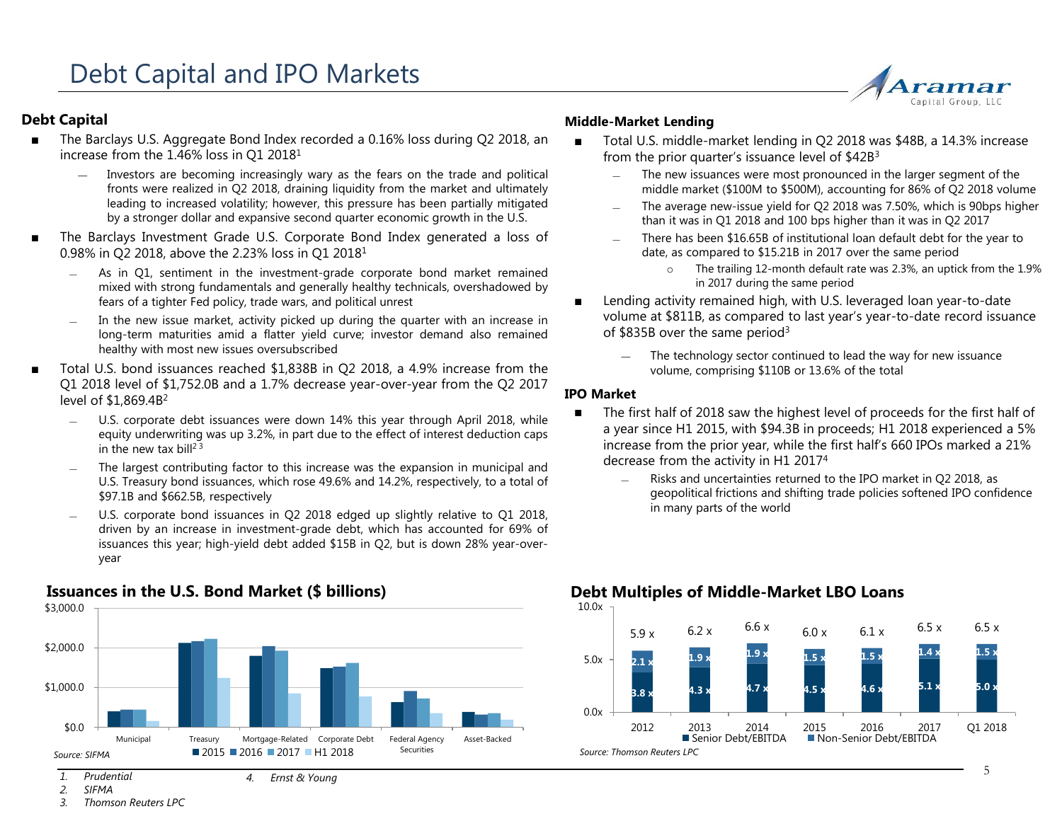# Debt Capital and IPO Markets

## Debt Capital

- The Barclays U.S. Aggregate Bond Index recorded a 0.16% loss during Q2 2018, an increase from the 1.46% loss in Q1 2018[1]
  - Investors are becoming increasingly wary as the fears on the trade and political fronts were realized in Q2 2018, draining liquidity from the market and ultimately leading to increased volatility; however, this pressure has been partially mitigated by a stronger dollar and expansive second quarter economic growth in the U.S.
- The Barclays Investment Grade U.S. Corporate Bond Index generated a loss of 0.98% in Q2 2018, above the 2.23% loss in Q1 2018[1]
  - As in Q1, sentiment in the investment-grade corporate bond market remained mixed with strong fundamentals and generally healthy technicals, overshadowed by fears of a tighter Fed policy, trade wars, and political unrest
  - In the new issue market, activity picked up during the quarter with an increase in long-term maturities amid a flatter yield curve; investor demand also remained healthy with most new issues oversubscribed
- Total U.S. bond issuances reached $1,838B in Q2 2018, a 4.9% increase from the Q1 2018 level of $1,752.0B and a 1.7% decrease year-over-year from the Q2 2017 level of $1,869.4B[2]
  - U.S. corporate debt issuances were down 14% this year through April 2018, while equity underwriting was up 3.2%, in part due to the effect of interest deduction caps in the new tax bill[2 3]
  - The largest contributing factor to this increase was the expansion in municipal and U.S. Treasury bond issuances, which rose 49.6% and 14.2%, respectively, to a total of $97.1B and $662.5B, respectively
  - U.S. corporate bond issuances in Q2 2018 edged up slightly relative to Q1 2018, driven by an increase in investment-grade debt, which has accounted for 69% of issuances this year; high-yield debt added $15B in Q2, but is down 28% year-over-year

## Middle-Market Lending

- Total U.S. middle-market lending in Q2 2018 was $48B, a 14.3% increase from the prior quarter's issuance level of $42B[3]
  - The new issuances were most pronounced in the larger segment of the middle market ($100M to $500M), accounting for 86% of Q2 2018 volume
  - The average new-issue yield for Q2 2018 was 7.50%, which is 90bps higher than it was in Q1 2018 and 100 bps higher than it was in Q2 2017
  - There has been $16.65B of institutional loan default debt for the year to date, as compared to $15.21B in 2017 over the same period
    - The trailing 12-month default rate was 2.3%, an uptick from the 1.9% in 2017 during the same period
- Lending activity remained high, with U.S. leveraged loan year-to-date volume at $811B, as compared to last year's year-to-date record issuance of $835B over the same period[3]
  - The technology sector continued to lead the way for new issuance volume, comprising $110B or 13.6% of the total

## IPO Market

- The first half of 2018 saw the highest level of proceeds for the first half of a year since H1 2015, with $94.3B in proceeds; H1 2018 experienced a 5% increase from the prior year, while the first half's 660 IPOs marked a 21% decrease from the activity in H1 2017[4]
  - Risks and uncertainties returned to the IPO market in Q2 2018, as geopolitical frictions and shifting trade policies softened IPO confidence in many parts of the world

### Issuances in the U.S. Bond Market ($ billions)

Categories: Municipal, Treasury, Mortgage-Related, Corporate Debt, Federal Agency Securities, Asset-Backed (series: 2015, 2016, 2017, H1 2018)

*Source: SIFMA*

### Debt Multiples of Middle-Market LBO Loans

| | 2012 | 2013 | 2014 | 2015 | 2016 | 2017 | Q1 2018 |
|---|---|---|---|---|---|---|---|
| Senior Debt/EBITDA | 3.8 x | 4.3 x | 4.7 x | 4.5 x | 4.6 x | 5.1 x | 5.0 x |
| Non-Senior Debt/EBITDA | 2.1 x | 1.9 x | 1.9 x | 1.5 x | 1.5 x | 1.4 x | 1.5 x |
| Total | 5.9 x | 6.2 x | 6.6 x | 6.0 x | 6.1 x | 6.5 x | 6.5 x |

*Source: Thomson Reuters LPC*

1. Prudential
2. SIFMA
3. Thomson Reuters LPC
4. Ernst & Young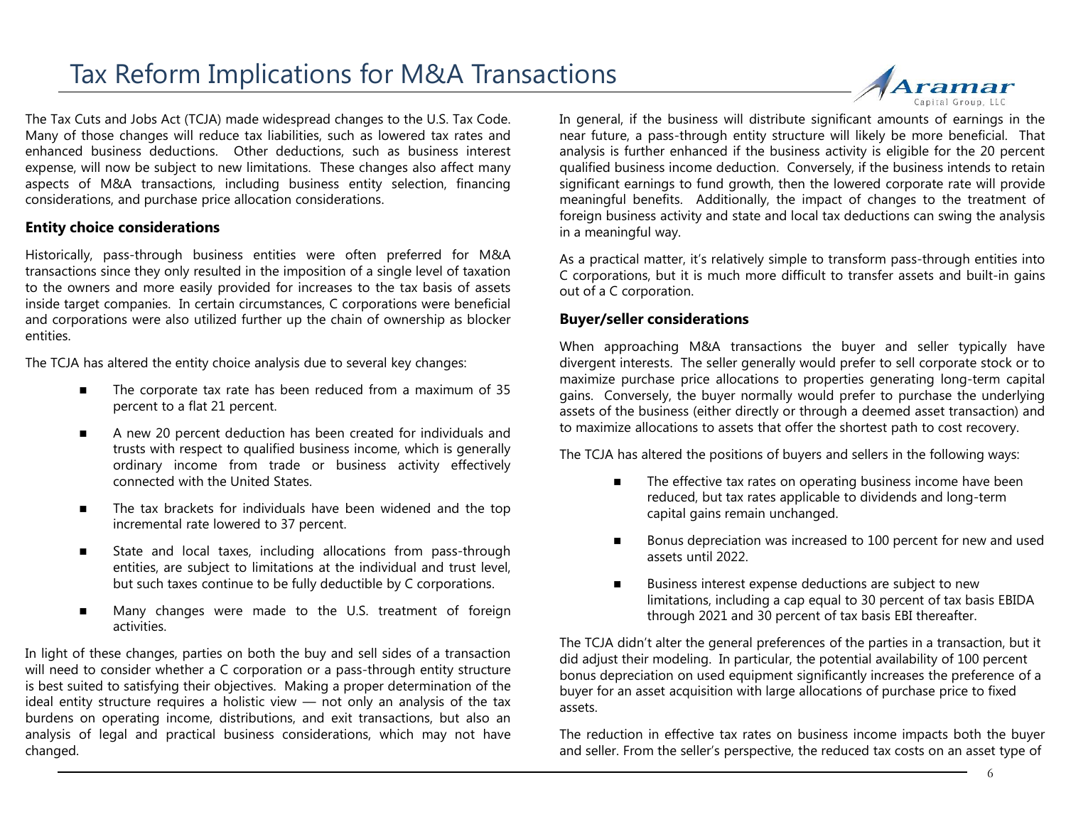# Tax Reform Implications for M&A Transactions

The Tax Cuts and Jobs Act (TCJA) made widespread changes to the U.S. Tax Code. Many of those changes will reduce tax liabilities, such as lowered tax rates and enhanced business deductions. Other deductions, such as business interest expense, will now be subject to new limitations. These changes also affect many aspects of M&A transactions, including business entity selection, financing considerations, and purchase price allocation considerations.

### Entity choice considerations

Historically, pass-through business entities were often preferred for M&A transactions since they only resulted in the imposition of a single level of taxation to the owners and more easily provided for increases to the tax basis of assets inside target companies. In certain circumstances, C corporations were beneficial and corporations were also utilized further up the chain of ownership as blocker entities.

The TCJA has altered the entity choice analysis due to several key changes:

- The corporate tax rate has been reduced from a maximum of 35 percent to a flat 21 percent.
- A new 20 percent deduction has been created for individuals and trusts with respect to qualified business income, which is generally ordinary income from trade or business activity effectively connected with the United States.
- The tax brackets for individuals have been widened and the top incremental rate lowered to 37 percent.
- State and local taxes, including allocations from pass-through entities, are subject to limitations at the individual and trust level, but such taxes continue to be fully deductible by C corporations.
- Many changes were made to the U.S. treatment of foreign activities.

In light of these changes, parties on both the buy and sell sides of a transaction will need to consider whether a C corporation or a pass-through entity structure is best suited to satisfying their objectives. Making a proper determination of the ideal entity structure requires a holistic view — not only an analysis of the tax burdens on operating income, distributions, and exit transactions, but also an analysis of legal and practical business considerations, which may not have changed.

In general, if the business will distribute significant amounts of earnings in the near future, a pass-through entity structure will likely be more beneficial. That analysis is further enhanced if the business activity is eligible for the 20 percent qualified business income deduction. Conversely, if the business intends to retain significant earnings to fund growth, then the lowered corporate rate will provide meaningful benefits. Additionally, the impact of changes to the treatment of foreign business activity and state and local tax deductions can swing the analysis in a meaningful way.

As a practical matter, it's relatively simple to transform pass-through entities into C corporations, but it is much more difficult to transfer assets and built-in gains out of a C corporation.

### Buyer/seller considerations

When approaching M&A transactions the buyer and seller typically have divergent interests. The seller generally would prefer to sell corporate stock or to maximize purchase price allocations to properties generating long-term capital gains. Conversely, the buyer normally would prefer to purchase the underlying assets of the business (either directly or through a deemed asset transaction) and to maximize allocations to assets that offer the shortest path to cost recovery.

The TCJA has altered the positions of buyers and sellers in the following ways:

- The effective tax rates on operating business income have been reduced, but tax rates applicable to dividends and long-term capital gains remain unchanged.
- Bonus depreciation was increased to 100 percent for new and used assets until 2022.
- Business interest expense deductions are subject to new limitations, including a cap equal to 30 percent of tax basis EBIDA through 2021 and 30 percent of tax basis EBI thereafter.

The TCJA didn't alter the general preferences of the parties in a transaction, but it did adjust their modeling. In particular, the potential availability of 100 percent bonus depreciation on used equipment significantly increases the preference of a buyer for an asset acquisition with large allocations of purchase price to fixed assets.

The reduction in effective tax rates on business income impacts both the buyer and seller. From the seller's perspective, the reduced tax costs on an asset type of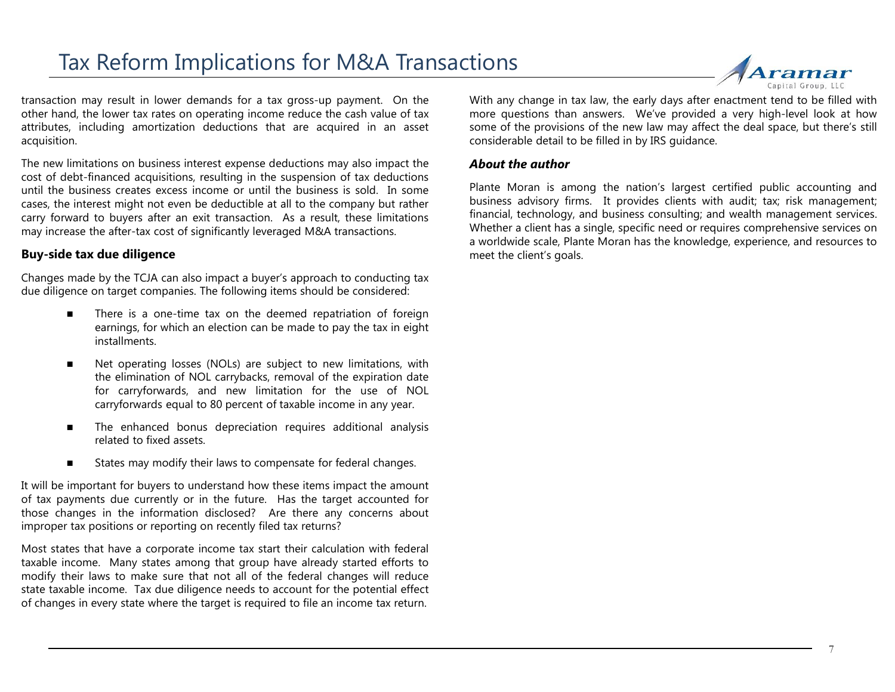transaction may result in lower demands for a tax gross-up payment. On the other hand, the lower tax rates on operating income reduce the cash value of tax attributes, including amortization deductions that are acquired in an asset acquisition.

The new limitations on business interest expense deductions may also impact the cost of debt-financed acquisitions, resulting in the suspension of tax deductions until the business creates excess income or until the business is sold. In some cases, the interest might not even be deductible at all to the company but rather carry forward to buyers after an exit transaction. As a result, these limitations may increase the after-tax cost of significantly leveraged M&A transactions.

**Buy-side tax due diligence**

Changes made by the TCJA can also impact a buyer's approach to conducting tax due diligence on target companies. The following items should be considered:

- There is a one-time tax on the deemed repatriation of foreign earnings, for which an election can be made to pay the tax in eight installments.
- Net operating losses (NOLs) are subject to new limitations, with the elimination of NOL carrybacks, removal of the expiration date for carryforwards, and new limitation for the use of NOL carryforwards equal to 80 percent of taxable income in any year.
- The enhanced bonus depreciation requires additional analysis related to fixed assets.
- States may modify their laws to compensate for federal changes.

It will be important for buyers to understand how these items impact the amount of tax payments due currently or in the future. Has the target accounted for those changes in the information disclosed? Are there any concerns about improper tax positions or reporting on recently filed tax returns?

Most states that have a corporate income tax start their calculation with federal taxable income. Many states among that group have already started efforts to modify their laws to make sure that not all of the federal changes will reduce state taxable income. Tax due diligence needs to account for the potential effect of changes in every state where the target is required to file an income tax return.

With any change in tax law, the early days after enactment tend to be filled with more questions than answers. We've provided a very high-level look at how some of the provisions of the new law may affect the deal space, but there's still considerable detail to be filled in by IRS guidance.

***About the author***

Plante Moran is among the nation's largest certified public accounting and business advisory firms. It provides clients with audit; tax; risk management; financial, technology, and business consulting; and wealth management services. Whether a client has a single, specific need or requires comprehensive services on a worldwide scale, Plante Moran has the knowledge, experience, and resources to meet the client's goals.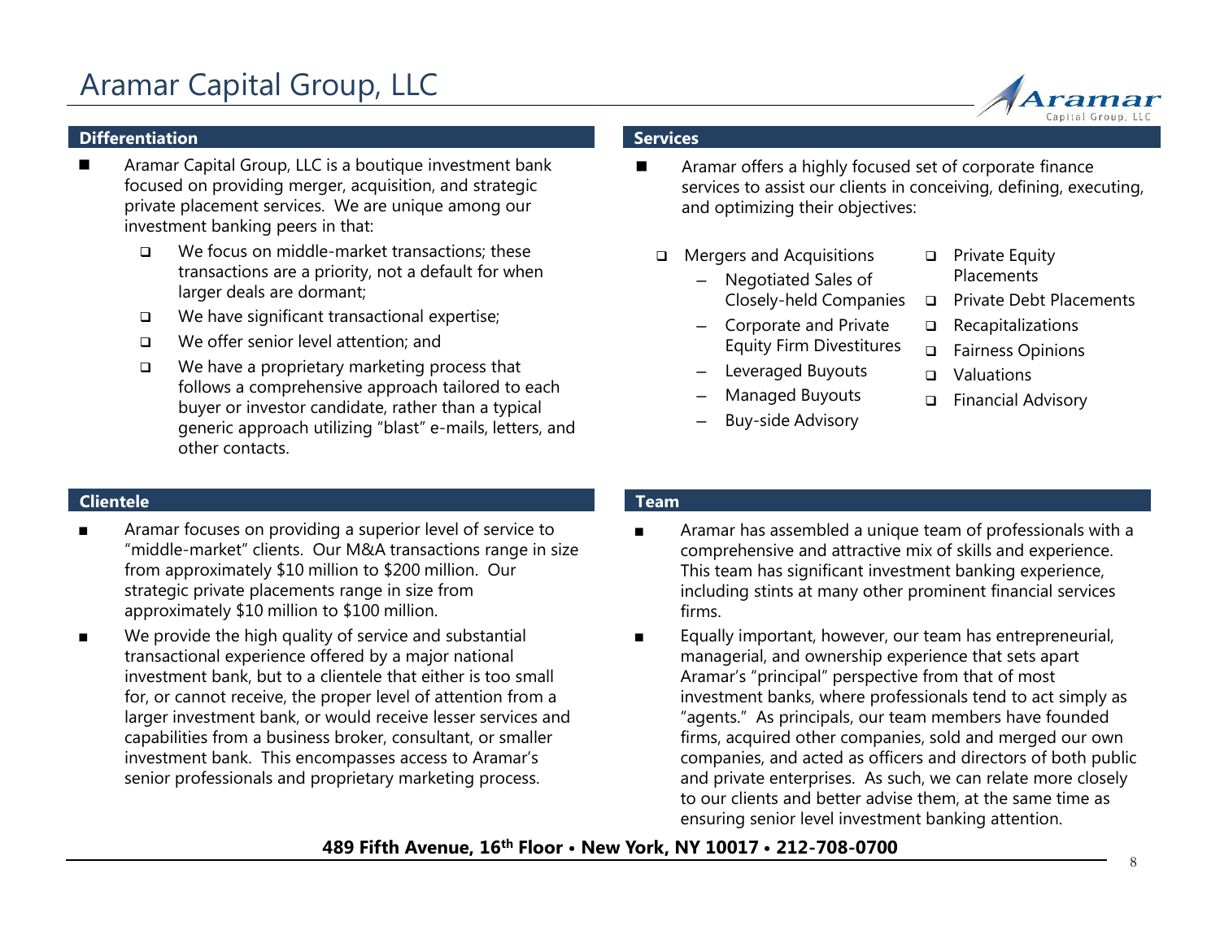# Aramar Capital Group, LLC

## Differentiation

- Aramar Capital Group, LLC is a boutique investment bank focused on providing merger, acquisition, and strategic private placement services. We are unique among our investment banking peers in that:
  - We focus on middle-market transactions; these transactions are a priority, not a default for when larger deals are dormant;
  - We have significant transactional expertise;
  - We offer senior level attention; and
  - We have a proprietary marketing process that follows a comprehensive approach tailored to each buyer or investor candidate, rather than a typical generic approach utilizing "blast" e-mails, letters, and other contacts.

## Services

- Aramar offers a highly focused set of corporate finance services to assist our clients in conceiving, defining, executing, and optimizing their objectives:
  - Mergers and Acquisitions
    - Negotiated Sales of Closely-held Companies
    - Corporate and Private Equity Firm Divestitures
    - Leveraged Buyouts
    - Managed Buyouts
    - Buy-side Advisory
  - Private Equity Placements
  - Private Debt Placements
  - Recapitalizations
  - Fairness Opinions
  - Valuations
  - Financial Advisory

## Clientele

- Aramar focuses on providing a superior level of service to "middle-market" clients. Our M&A transactions range in size from approximately $10 million to $200 million. Our strategic private placements range in size from approximately $10 million to $100 million.
- We provide the high quality of service and substantial transactional experience offered by a major national investment bank, but to a clientele that either is too small for, or cannot receive, the proper level of attention from a larger investment bank, or would receive lesser services and capabilities from a business broker, consultant, or smaller investment bank. This encompasses access to Aramar's senior professionals and proprietary marketing process.

## Team

- Aramar has assembled a unique team of professionals with a comprehensive and attractive mix of skills and experience. This team has significant investment banking experience, including stints at many other prominent financial services firms.
- Equally important, however, our team has entrepreneurial, managerial, and ownership experience that sets apart Aramar's "principal" perspective from that of most investment banks, where professionals tend to act simply as "agents." As principals, our team members have founded firms, acquired other companies, sold and merged our own companies, and acted as officers and directors of both public and private enterprises. As such, we can relate more closely to our clients and better advise them, at the same time as ensuring senior level investment banking attention.

**489 Fifth Avenue, 16th Floor • New York, NY 10017 • 212-708-0700**